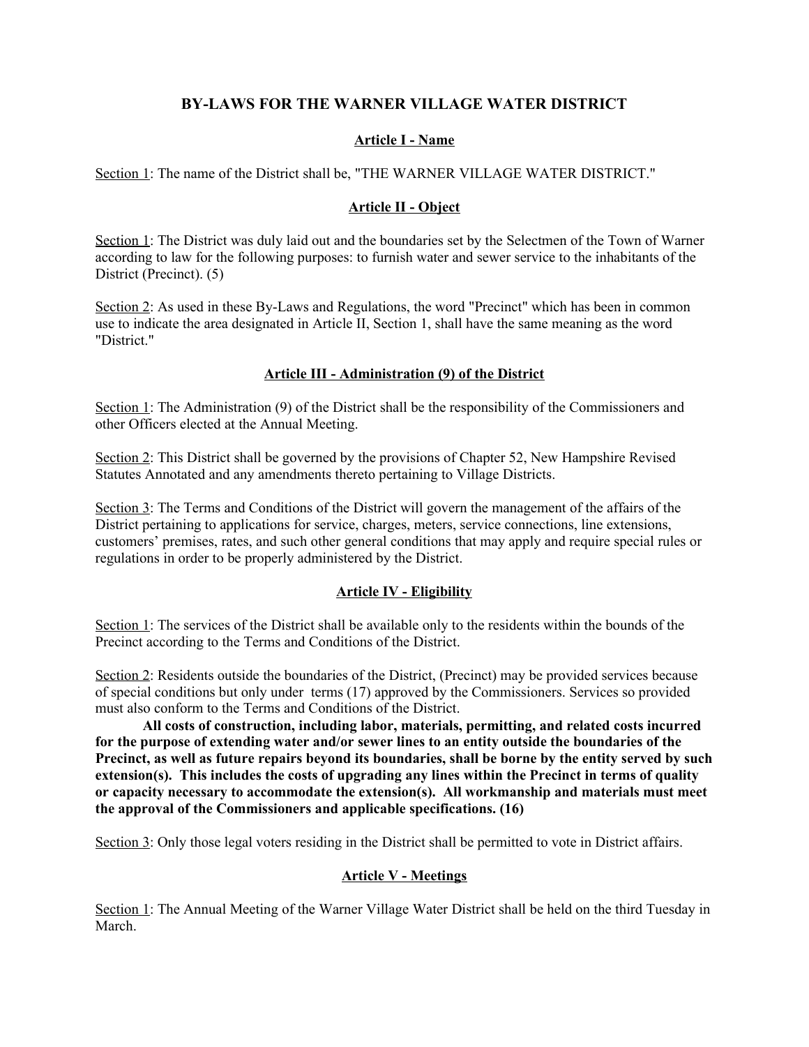# BY-LAWS FOR THE WARNER VILLAGE WATER DISTRICT

## Article I - Name

Section 1: The name of the District shall be, "THE WARNER VILLAGE WATER DISTRICT."

## Article II - Object

Section 1: The District was duly laid out and the boundaries set by the Selectmen of the Town of Warner according to law for the following purposes: to furnish water and sewer service to the inhabitants of the District (Precinct). (5)

Section 2: As used in these By-Laws and Regulations, the word "Precinct" which has been in common use to indicate the area designated in Article II, Section 1, shall have the same meaning as the word "District."

## Article III - Administration (9) of the District

Section 1: The Administration (9) of the District shall be the responsibility of the Commissioners and other Officers elected at the Annual Meeting.

Section 2: This District shall be governed by the provisions of Chapter 52, New Hampshire Revised Statutes Annotated and any amendments thereto pertaining to Village Districts.

Section 3: The Terms and Conditions of the District will govern the management of the affairs of the District pertaining to applications for service, charges, meters, service connections, line extensions, customers' premises, rates, and such other general conditions that may apply and require special rules or regulations in order to be properly administered by the District.

## Article IV - Eligibility

Section 1: The services of the District shall be available only to the residents within the bounds of the Precinct according to the Terms and Conditions of the District.

Section 2: Residents outside the boundaries of the District, (Precinct) may be provided services because of special conditions but only under terms (17) approved by the Commissioners. Services so provided must also conform to the Terms and Conditions of the District.

**All costs of construction, including labor, materials, permitting, and related costs incurred for the purpose of extending water and/or sewer lines to an entity outside the boundaries of the Precinct, as well as future repairs beyond its boundaries, shall be borne by the entity served by such extension(s). This includes the costs of upgrading any lines within the Precinct in terms of quality or capacity necessary to accommodate the extension(s). All workmanship and materials must meet the approval of the Commissioners and applicable specifications. (16)**

Section 3: Only those legal voters residing in the District shall be permitted to vote in District affairs.

## Article V - Meetings

Section 1: The Annual Meeting of the Warner Village Water District shall be held on the third Tuesday in March.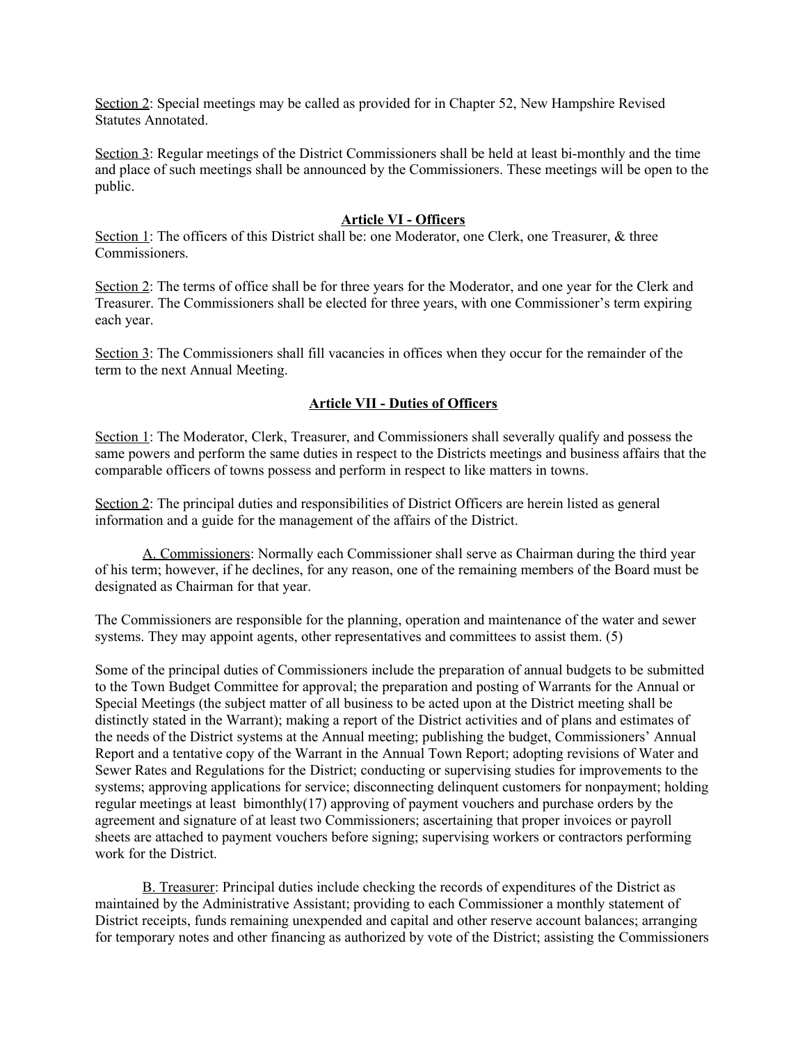Section 2: Special meetings may be called as provided for in Chapter 52, New Hampshire Revised Statutes Annotated.

Section 3: Regular meetings of the District Commissioners shall be held at least bi-monthly and the time and place of such meetings shall be announced by the Commissioners. These meetings will be open to the public.

## Article VI - Officers

Section 1: The officers of this District shall be: one Moderator, one Clerk, one Treasurer, & three Commissioners.

Section 2: The terms of office shall be for three years for the Moderator, and one year for the Clerk and Treasurer. The Commissioners shall be elected for three years, with one Commissioner's term expiring each year.

Section 3: The Commissioners shall fill vacancies in offices when they occur for the remainder of the term to the next Annual Meeting.

## Article VII - Duties of Officers

Section 1: The Moderator, Clerk, Treasurer, and Commissioners shall severally qualify and possess the same powers and perform the same duties in respect to the Districts meetings and business affairs that the comparable officers of towns possess and perform in respect to like matters in towns.

Section 2: The principal duties and responsibilities of District Officers are herein listed as general information and a guide for the management of the affairs of the District.

A. Commissioners: Normally each Commissioner shall serve as Chairman during the third year of his term; however, if he declines, for any reason, one of the remaining members of the Board must be designated as Chairman for that year.

The Commissioners are responsible for the planning, operation and maintenance of the water and sewer systems. They may appoint agents, other representatives and committees to assist them. (5)

Some of the principal duties of Commissioners include the preparation of annual budgets to be submitted to the Town Budget Committee for approval; the preparation and posting of Warrants for the Annual or Special Meetings (the subject matter of all business to be acted upon at the District meeting shall be distinctly stated in the Warrant); making a report of the District activities and of plans and estimates of the needs of the District systems at the Annual meeting; publishing the budget, Commissioners' Annual Report and a tentative copy of the Warrant in the Annual Town Report; adopting revisions of Water and Sewer Rates and Regulations for the District; conducting or supervising studies for improvements to the systems; approving applications for service; disconnecting delinquent customers for nonpayment; holding regular meetings at least bimonthly(17) approving of payment vouchers and purchase orders by the agreement and signature of at least two Commissioners; ascertaining that proper invoices or payroll sheets are attached to payment vouchers before signing; supervising workers or contractors performing work for the District.

B. Treasurer: Principal duties include checking the records of expenditures of the District as maintained by the Administrative Assistant; providing to each Commissioner a monthly statement of District receipts, funds remaining unexpended and capital and other reserve account balances; arranging for temporary notes and other financing as authorized by vote of the District; assisting the Commissioners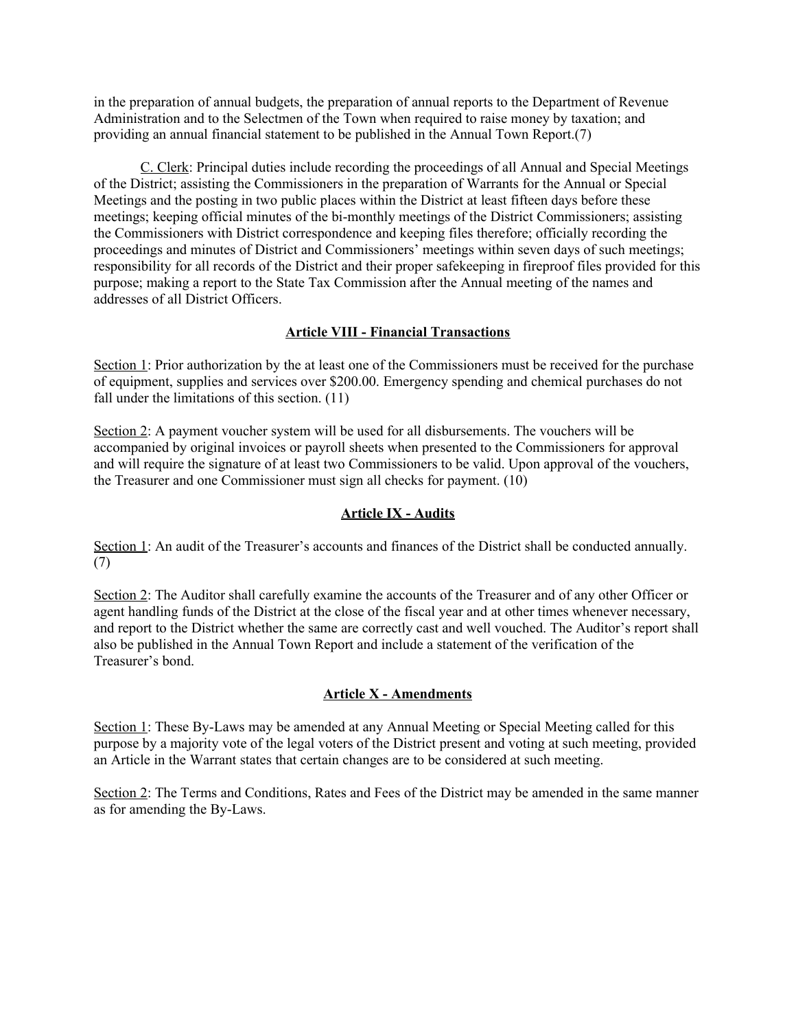in the preparation of annual budgets, the preparation of annual reports to the Department of Revenue Administration and to the Selectmen of the Town when required to raise money by taxation; and providing an annual financial statement to be published in the Annual Town Report.(7)

C. Clerk: Principal duties include recording the proceedings of all Annual and Special Meetings of the District; assisting the Commissioners in the preparation of Warrants for the Annual or Special Meetings and the posting in two public places within the District at least fifteen days before these meetings; keeping official minutes of the bi-monthly meetings of the District Commissioners; assisting the Commissioners with District correspondence and keeping files therefore; officially recording the proceedings and minutes of District and Commissioners' meetings within seven days of such meetings; responsibility for all records of the District and their proper safekeeping in fireproof files provided for this purpose; making a report to the State Tax Commission after the Annual meeting of the names and addresses of all District Officers.

## Article VIII - Financial Transactions

Section 1: Prior authorization by the at least one of the Commissioners must be received for the purchase of equipment, supplies and services over $200.00. Emergency spending and chemical purchases do not fall under the limitations of this section. (11)

Section 2: A payment voucher system will be used for all disbursements. The vouchers will be accompanied by original invoices or payroll sheets when presented to the Commissioners for approval and will require the signature of at least two Commissioners to be valid. Upon approval of the vouchers, the Treasurer and one Commissioner must sign all checks for payment. (10)

## Article IX - Audits

Section 1: An audit of the Treasurer's accounts and finances of the District shall be conducted annually. (7)

Section 2: The Auditor shall carefully examine the accounts of the Treasurer and of any other Officer or agent handling funds of the District at the close of the fiscal year and at other times whenever necessary, and report to the District whether the same are correctly cast and well vouched. The Auditor's report shall also be published in the Annual Town Report and include a statement of the verification of the Treasurer's bond.

## Article X - Amendments

Section 1: These By-Laws may be amended at any Annual Meeting or Special Meeting called for this purpose by a majority vote of the legal voters of the District present and voting at such meeting, provided an Article in the Warrant states that certain changes are to be considered at such meeting.

Section 2: The Terms and Conditions, Rates and Fees of the District may be amended in the same manner as for amending the By-Laws.